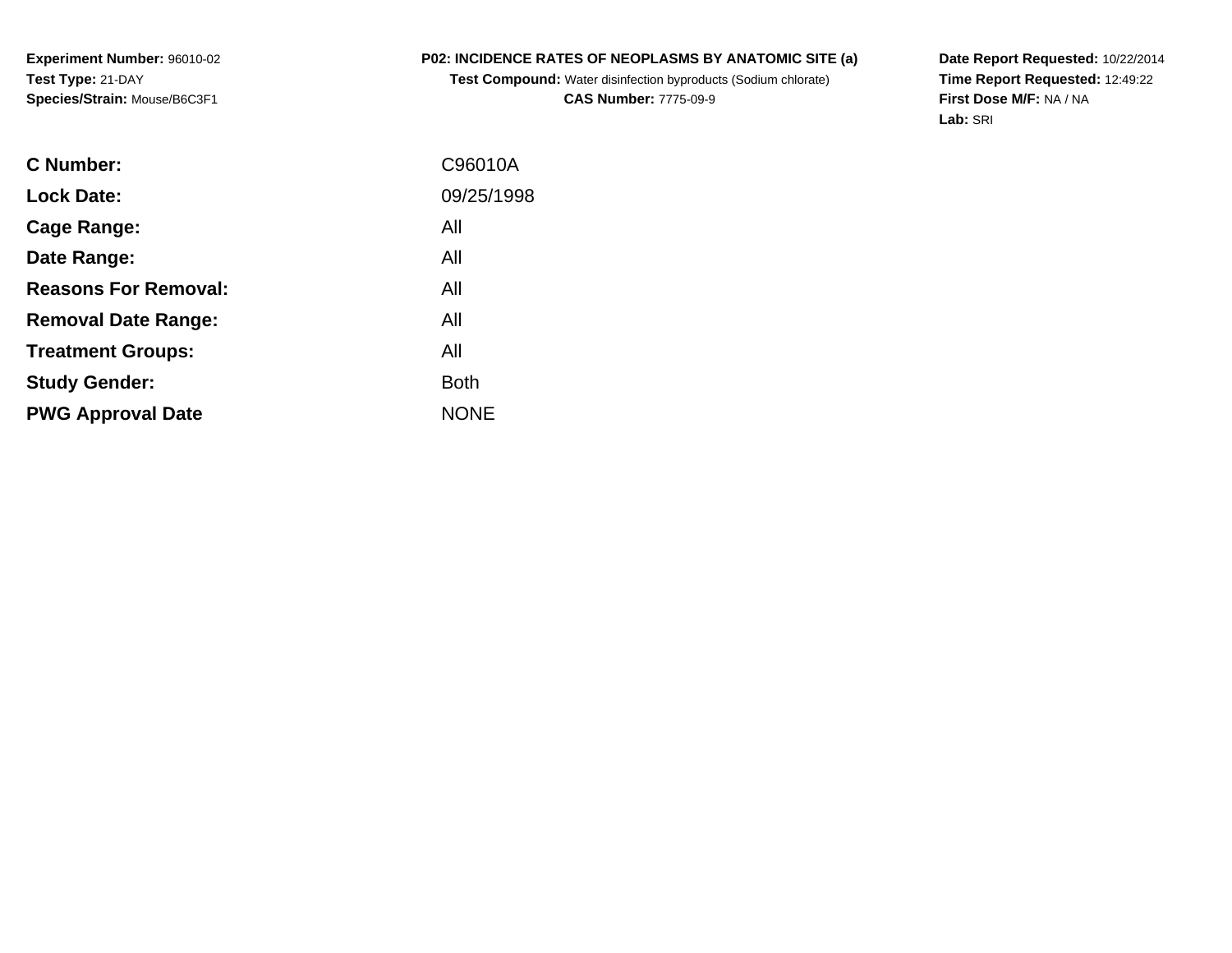**Experiment Number:** 96010-02
**Test Type:** 21-DAY
**Species/Strain:** Mouse/B6C3F1

**P02: INCIDENCE RATES OF NEOPLASMS BY ANATOMIC SITE (a)**
**Test Compound:** Water disinfection byproducts (Sodium chlorate)
**CAS Number:** 7775-09-9

**Date Report Requested:** 10/22/2014
**Time Report Requested:** 12:49:22
**First Dose M/F:** NA / NA
**Lab:** SRI

| | |
|---|---|
| **C Number:** | C96010A |
| **Lock Date:** | 09/25/1998 |
| **Cage Range:** | All |
| **Date Range:** | All |
| **Reasons For Removal:** | All |
| **Removal Date Range:** | All |
| **Treatment Groups:** | All |
| **Study Gender:** | Both |
| **PWG Approval Date** | NONE |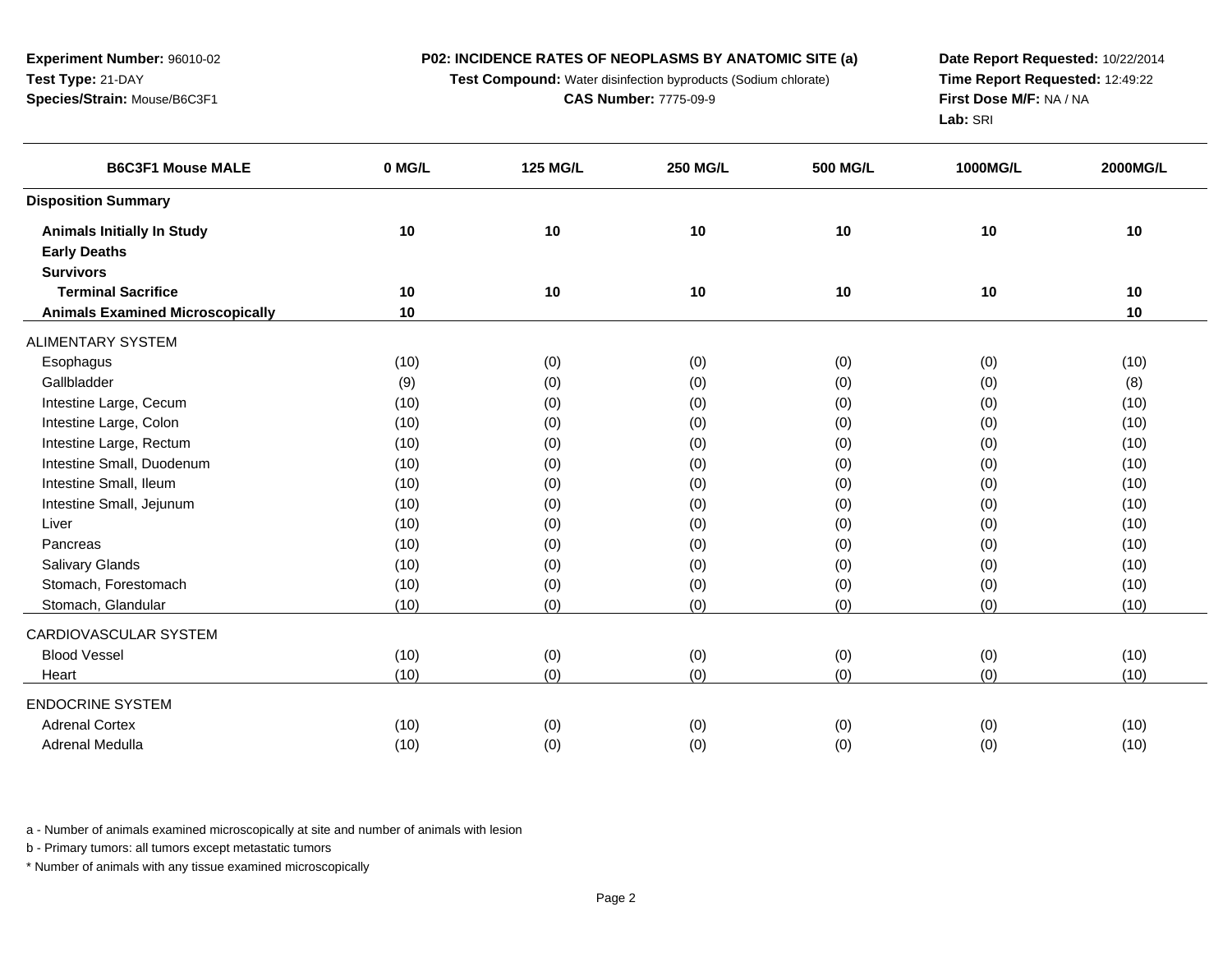**Experiment Number:** 96010-02
**Test Type:** 21-DAY
**Species/Strain:** Mouse/B6C3F1

**P02: INCIDENCE RATES OF NEOPLASMS BY ANATOMIC SITE (a)**
**Test Compound:** Water disinfection byproducts (Sodium chlorate)
**CAS Number:** 7775-09-9

**Date Report Requested:** 10/22/2014
**Time Report Requested:** 12:49:22
**First Dose M/F:** NA / NA
**Lab:** SRI

| B6C3F1 Mouse MALE | 0 MG/L | 125 MG/L | 250 MG/L | 500 MG/L | 1000MG/L | 2000MG/L |
|---|---|---|---|---|---|---|
| **Disposition Summary** | | | | | | |
| **Animals Initially In Study** | **10** | **10** | **10** | **10** | **10** | **10** |
| **Early Deaths** | | | | | | |
| **Survivors** | | | | | | |
| **Terminal Sacrifice** | **10** | **10** | **10** | **10** | **10** | **10** |
| **Animals Examined Microscopically** | **10** | | | | | **10** |
| ALIMENTARY SYSTEM | | | | | | |
| Esophagus | (10) | (0) | (0) | (0) | (0) | (10) |
| Gallbladder | (9) | (0) | (0) | (0) | (0) | (8) |
| Intestine Large, Cecum | (10) | (0) | (0) | (0) | (0) | (10) |
| Intestine Large, Colon | (10) | (0) | (0) | (0) | (0) | (10) |
| Intestine Large, Rectum | (10) | (0) | (0) | (0) | (0) | (10) |
| Intestine Small, Duodenum | (10) | (0) | (0) | (0) | (0) | (10) |
| Intestine Small, Ileum | (10) | (0) | (0) | (0) | (0) | (10) |
| Intestine Small, Jejunum | (10) | (0) | (0) | (0) | (0) | (10) |
| Liver | (10) | (0) | (0) | (0) | (0) | (10) |
| Pancreas | (10) | (0) | (0) | (0) | (0) | (10) |
| Salivary Glands | (10) | (0) | (0) | (0) | (0) | (10) |
| Stomach, Forestomach | (10) | (0) | (0) | (0) | (0) | (10) |
| Stomach, Glandular | (10) | (0) | (0) | (0) | (0) | (10) |
| CARDIOVASCULAR SYSTEM | | | | | | |
| Blood Vessel | (10) | (0) | (0) | (0) | (0) | (10) |
| Heart | (10) | (0) | (0) | (0) | (0) | (10) |
| ENDOCRINE SYSTEM | | | | | | |
| Adrenal Cortex | (10) | (0) | (0) | (0) | (0) | (10) |
| Adrenal Medulla | (10) | (0) | (0) | (0) | (0) | (10) |

a - Number of animals examined microscopically at site and number of animals with lesion

b - Primary tumors: all tumors except metastatic tumors

* Number of animals with any tissue examined microscopically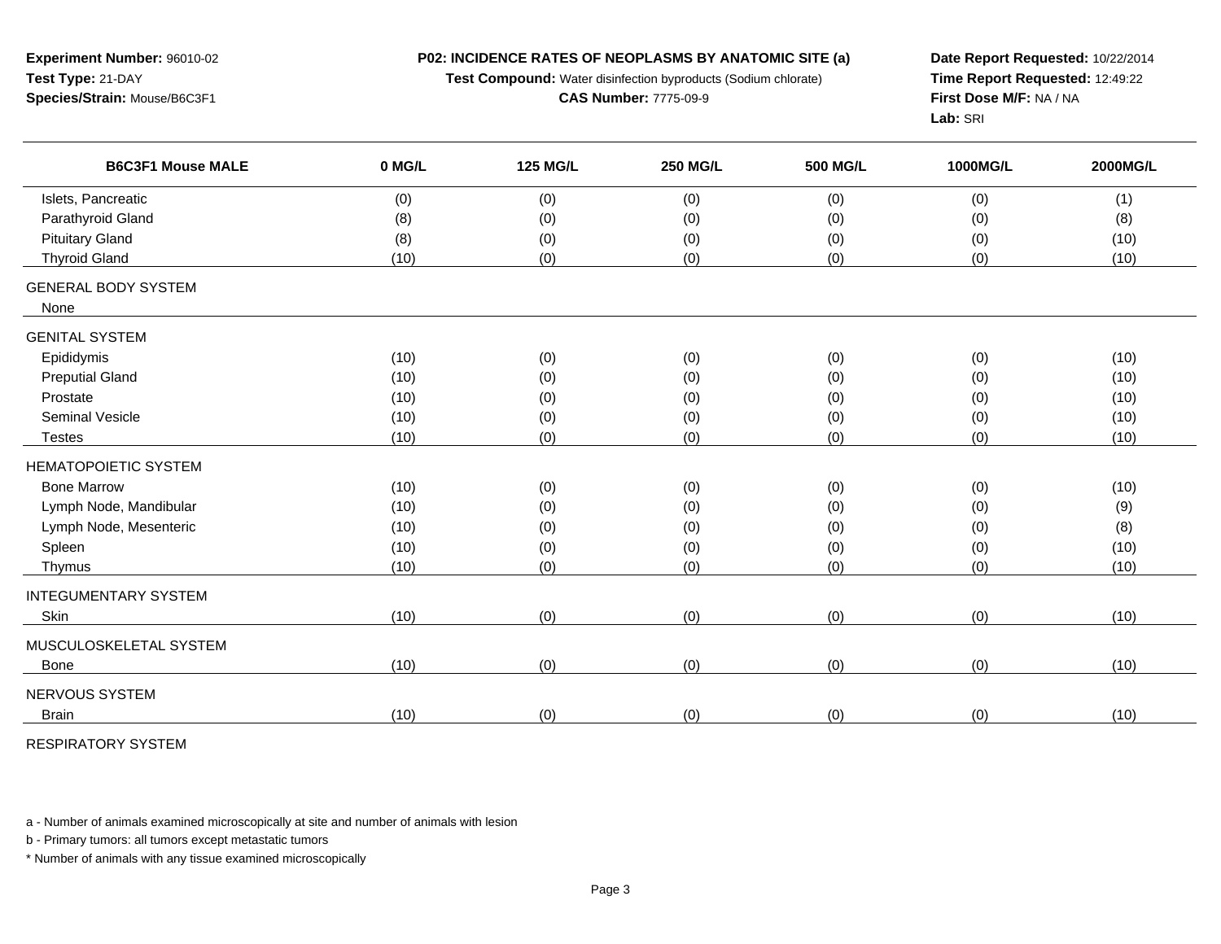**Experiment Number:** 96010-02
**Test Type:** 21-DAY
**Species/Strain:** Mouse/B6C3F1

**P02: INCIDENCE RATES OF NEOPLASMS BY ANATOMIC SITE (a)**
**Test Compound:** Water disinfection byproducts (Sodium chlorate)
**CAS Number:** 7775-09-9

**Date Report Requested:** 10/22/2014
**Time Report Requested:** 12:49:22
**First Dose M/F:** NA / NA
**Lab:** SRI

| B6C3F1 Mouse MALE | 0 MG/L | 125 MG/L | 250 MG/L | 500 MG/L | 1000MG/L | 2000MG/L |
|---|---|---|---|---|---|---|
| Islets, Pancreatic | (0) | (0) | (0) | (0) | (0) | (1) |
| Parathyroid Gland | (8) | (0) | (0) | (0) | (0) | (8) |
| Pituitary Gland | (8) | (0) | (0) | (0) | (0) | (10) |
| Thyroid Gland | (10) | (0) | (0) | (0) | (0) | (10) |
| GENERAL BODY SYSTEM | | | | | | |
| None | | | | | | |
| GENITAL SYSTEM | | | | | | |
| Epididymis | (10) | (0) | (0) | (0) | (0) | (10) |
| Preputial Gland | (10) | (0) | (0) | (0) | (0) | (10) |
| Prostate | (10) | (0) | (0) | (0) | (0) | (10) |
| Seminal Vesicle | (10) | (0) | (0) | (0) | (0) | (10) |
| Testes | (10) | (0) | (0) | (0) | (0) | (10) |
| HEMATOPOIETIC SYSTEM | | | | | | |
| Bone Marrow | (10) | (0) | (0) | (0) | (0) | (10) |
| Lymph Node, Mandibular | (10) | (0) | (0) | (0) | (0) | (9) |
| Lymph Node, Mesenteric | (10) | (0) | (0) | (0) | (0) | (8) |
| Spleen | (10) | (0) | (0) | (0) | (0) | (10) |
| Thymus | (10) | (0) | (0) | (0) | (0) | (10) |
| INTEGUMENTARY SYSTEM | | | | | | |
| Skin | (10) | (0) | (0) | (0) | (0) | (10) |
| MUSCULOSKELETAL SYSTEM | | | | | | |
| Bone | (10) | (0) | (0) | (0) | (0) | (10) |
| NERVOUS SYSTEM | | | | | | |
| Brain | (10) | (0) | (0) | (0) | (0) | (10) |
| RESPIRATORY SYSTEM | | | | | | |

a - Number of animals examined microscopically at site and number of animals with lesion

b - Primary tumors: all tumors except metastatic tumors

* Number of animals with any tissue examined microscopically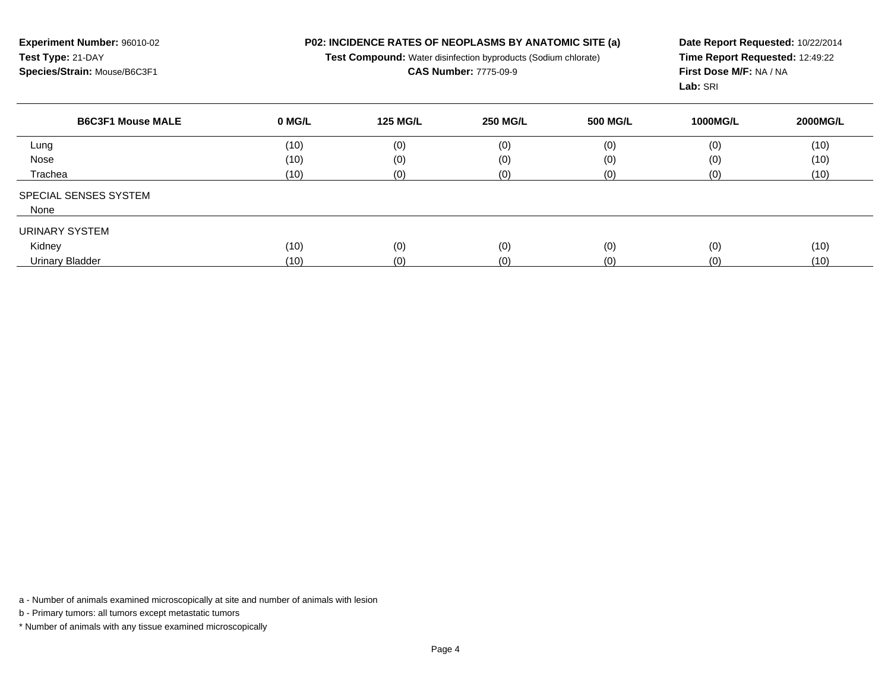**Experiment Number:** 96010-02
**Test Type:** 21-DAY
**Species/Strain:** Mouse/B6C3F1

**P02: INCIDENCE RATES OF NEOPLASMS BY ANATOMIC SITE (a)**
**Test Compound:** Water disinfection byproducts (Sodium chlorate)
**CAS Number:** 7775-09-9

**Date Report Requested:** 10/22/2014
**Time Report Requested:** 12:49:22
**First Dose M/F:** NA / NA
**Lab:** SRI

| B6C3F1 Mouse MALE | 0 MG/L | 125 MG/L | 250 MG/L | 500 MG/L | 1000MG/L | 2000MG/L |
|---|---|---|---|---|---|---|
| Lung | (10) | (0) | (0) | (0) | (0) | (10) |
| Nose | (10) | (0) | (0) | (0) | (0) | (10) |
| Trachea | (10) | (0) | (0) | (0) | (0) | (10) |
| SPECIAL SENSES SYSTEM | | | | | | |
| None | | | | | | |
| URINARY SYSTEM | | | | | | |
| Kidney | (10) | (0) | (0) | (0) | (0) | (10) |
| Urinary Bladder | (10) | (0) | (0) | (0) | (0) | (10) |

a - Number of animals examined microscopically at site and number of animals with lesion

b - Primary tumors: all tumors except metastatic tumors

* Number of animals with any tissue examined microscopically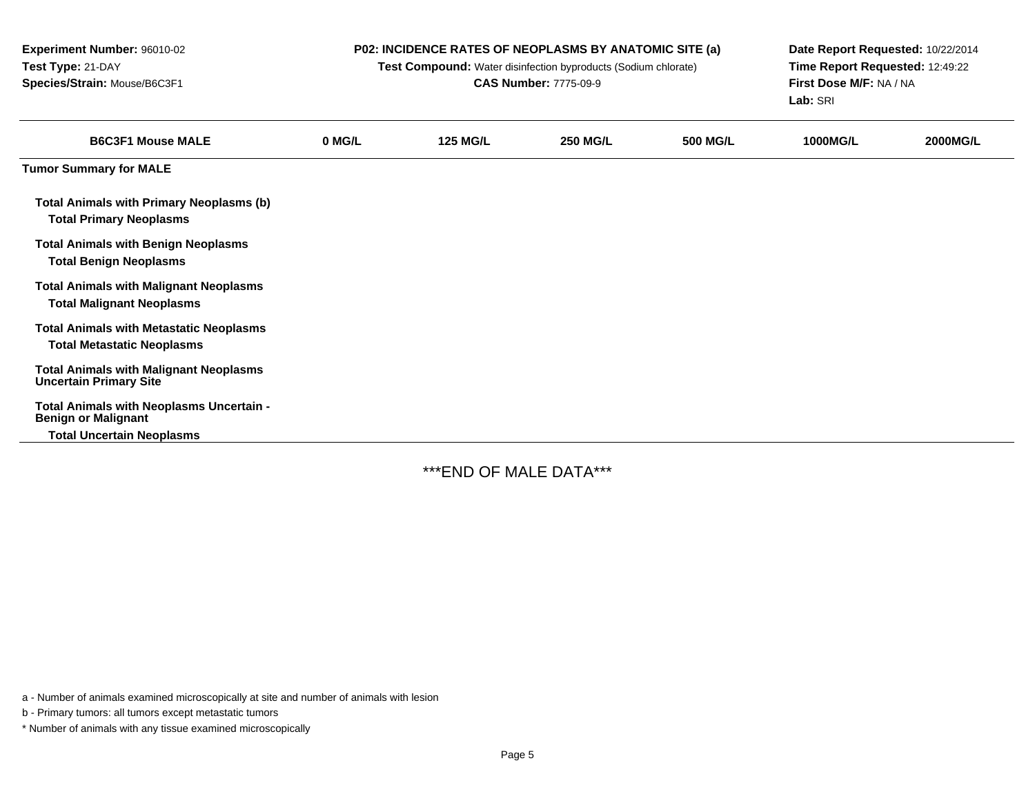**Experiment Number:** 96010-02
**Test Type:** 21-DAY
**Species/Strain:** Mouse/B6C3F1

**P02: INCIDENCE RATES OF NEOPLASMS BY ANATOMIC SITE (a)**
**Test Compound:** Water disinfection byproducts (Sodium chlorate)
**CAS Number:** 7775-09-9

**Date Report Requested:** 10/22/2014
**Time Report Requested:** 12:49:22
**First Dose M/F:** NA / NA
**Lab:** SRI

| B6C3F1 Mouse MALE | 0 MG/L | 125 MG/L | 250 MG/L | 500 MG/L | 1000MG/L | 2000MG/L |
|---|---|---|---|---|---|---|
| **Tumor Summary for MALE** | | | | | | |
| **Total Animals with Primary Neoplasms (b)** | | | | | | |
| **Total Primary Neoplasms** | | | | | | |
| **Total Animals with Benign Neoplasms** | | | | | | |
| **Total Benign Neoplasms** | | | | | | |
| **Total Animals with Malignant Neoplasms** | | | | | | |
| **Total Malignant Neoplasms** | | | | | | |
| **Total Animals with Metastatic Neoplasms** | | | | | | |
| **Total Metastatic Neoplasms** | | | | | | |
| **Total Animals with Malignant Neoplasms Uncertain Primary Site** | | | | | | |
| **Total Animals with Neoplasms Uncertain - Benign or Malignant** | | | | | | |
| **Total Uncertain Neoplasms** | | | | | | |

***END OF MALE DATA***

a - Number of animals examined microscopically at site and number of animals with lesion

b - Primary tumors: all tumors except metastatic tumors

* Number of animals with any tissue examined microscopically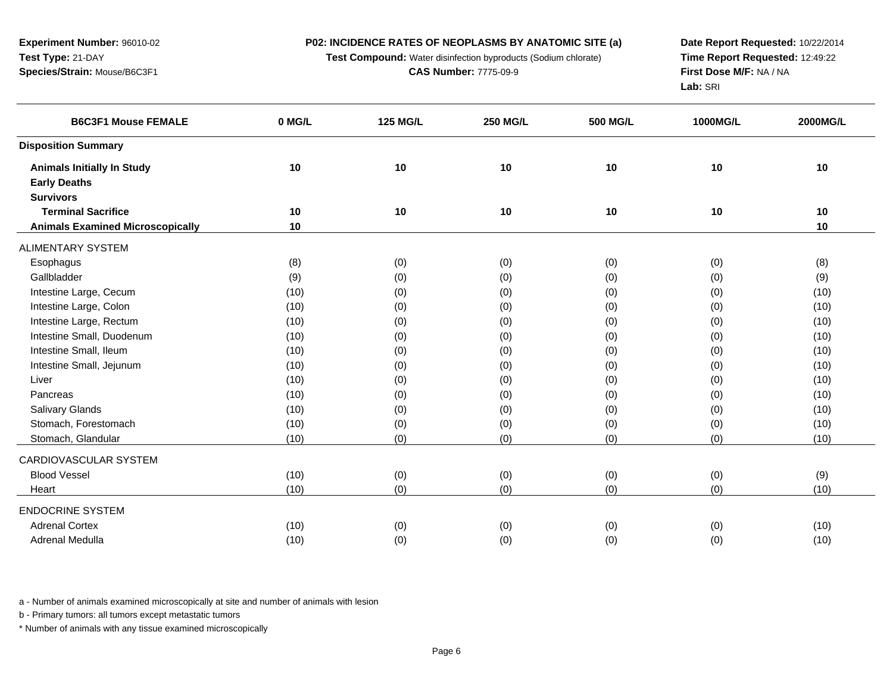**Experiment Number:** 96010-02
**Test Type:** 21-DAY
**Species/Strain:** Mouse/B6C3F1

**P02: INCIDENCE RATES OF NEOPLASMS BY ANATOMIC SITE (a)**
**Test Compound:** Water disinfection byproducts (Sodium chlorate)
**CAS Number:** 7775-09-9

**Date Report Requested:** 10/22/2014
**Time Report Requested:** 12:49:22
**First Dose M/F:** NA / NA
**Lab:** SRI

| B6C3F1 Mouse FEMALE | 0 MG/L | 125 MG/L | 250 MG/L | 500 MG/L | 1000MG/L | 2000MG/L |
|---|---|---|---|---|---|---|
| **Disposition Summary** | | | | | | |
| **Animals Initially In Study** | **10** | **10** | **10** | **10** | **10** | **10** |
| **Early Deaths** | | | | | | |
| **Survivors** | | | | | | |
| **Terminal Sacrifice** | **10** | **10** | **10** | **10** | **10** | **10** |
| **Animals Examined Microscopically** | **10** | | | | | **10** |
| ALIMENTARY SYSTEM | | | | | | |
| Esophagus | (8) | (0) | (0) | (0) | (0) | (8) |
| Gallbladder | (9) | (0) | (0) | (0) | (0) | (9) |
| Intestine Large, Cecum | (10) | (0) | (0) | (0) | (0) | (10) |
| Intestine Large, Colon | (10) | (0) | (0) | (0) | (0) | (10) |
| Intestine Large, Rectum | (10) | (0) | (0) | (0) | (0) | (10) |
| Intestine Small, Duodenum | (10) | (0) | (0) | (0) | (0) | (10) |
| Intestine Small, Ileum | (10) | (0) | (0) | (0) | (0) | (10) |
| Intestine Small, Jejunum | (10) | (0) | (0) | (0) | (0) | (10) |
| Liver | (10) | (0) | (0) | (0) | (0) | (10) |
| Pancreas | (10) | (0) | (0) | (0) | (0) | (10) |
| Salivary Glands | (10) | (0) | (0) | (0) | (0) | (10) |
| Stomach, Forestomach | (10) | (0) | (0) | (0) | (0) | (10) |
| Stomach, Glandular | (10) | (0) | (0) | (0) | (0) | (10) |
| CARDIOVASCULAR SYSTEM | | | | | | |
| Blood Vessel | (10) | (0) | (0) | (0) | (0) | (9) |
| Heart | (10) | (0) | (0) | (0) | (0) | (10) |
| ENDOCRINE SYSTEM | | | | | | |
| Adrenal Cortex | (10) | (0) | (0) | (0) | (0) | (10) |
| Adrenal Medulla | (10) | (0) | (0) | (0) | (0) | (10) |

a - Number of animals examined microscopically at site and number of animals with lesion

b - Primary tumors: all tumors except metastatic tumors

* Number of animals with any tissue examined microscopically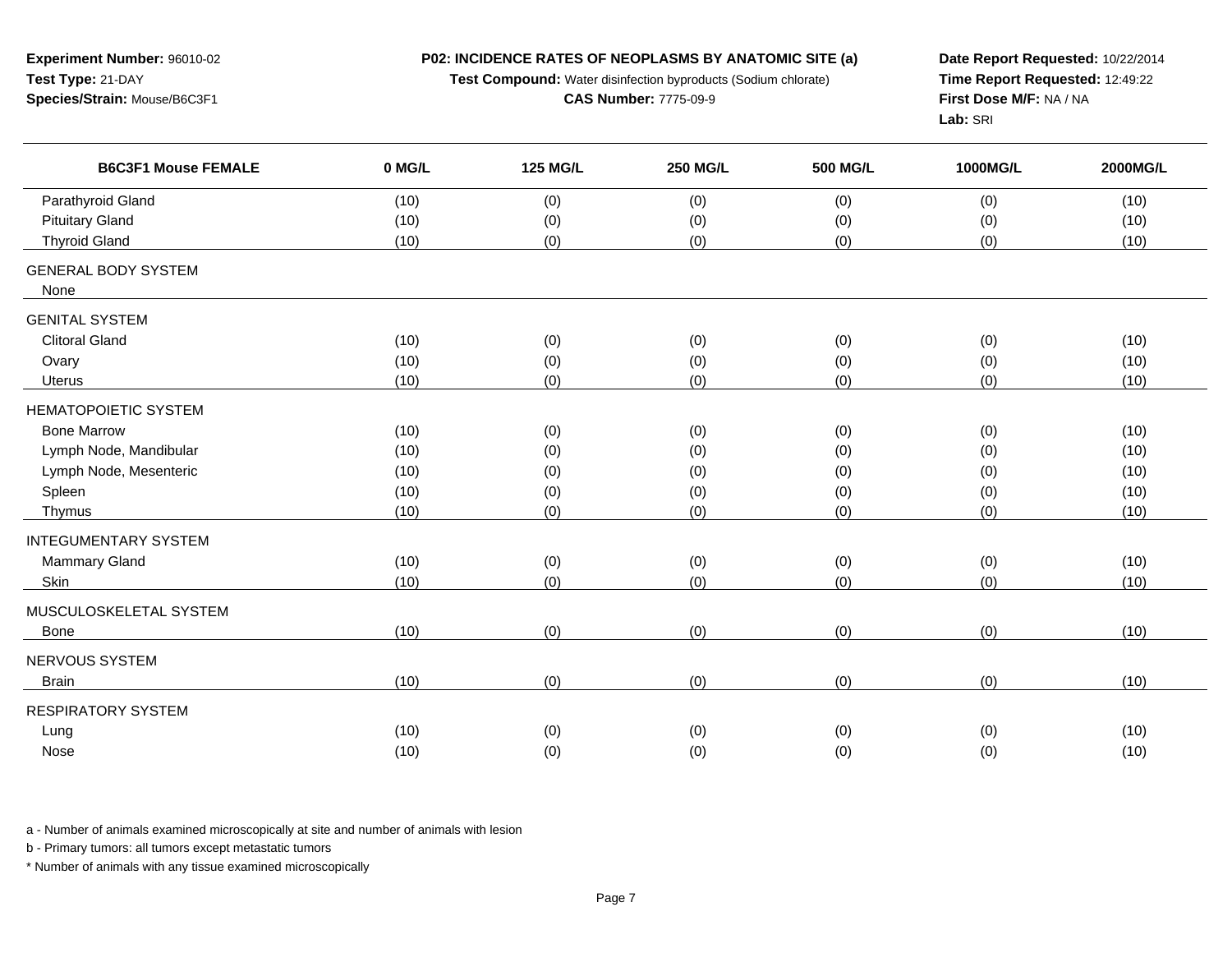**Experiment Number:** 96010-02
**Test Type:** 21-DAY
**Species/Strain:** Mouse/B6C3F1

**P02: INCIDENCE RATES OF NEOPLASMS BY ANATOMIC SITE (a)**
**Test Compound:** Water disinfection byproducts (Sodium chlorate)
**CAS Number:** 7775-09-9

**Date Report Requested:** 10/22/2014
**Time Report Requested:** 12:49:22
**First Dose M/F:** NA / NA
**Lab:** SRI

| B6C3F1 Mouse FEMALE | 0 MG/L | 125 MG/L | 250 MG/L | 500 MG/L | 1000MG/L | 2000MG/L |
|---|---|---|---|---|---|---|
| Parathyroid Gland | (10) | (0) | (0) | (0) | (0) | (10) |
| Pituitary Gland | (10) | (0) | (0) | (0) | (0) | (10) |
| Thyroid Gland | (10) | (0) | (0) | (0) | (0) | (10) |
| GENERAL BODY SYSTEM | | | | | | |
| None | | | | | | |
| GENITAL SYSTEM | | | | | | |
| Clitoral Gland | (10) | (0) | (0) | (0) | (0) | (10) |
| Ovary | (10) | (0) | (0) | (0) | (0) | (10) |
| Uterus | (10) | (0) | (0) | (0) | (0) | (10) |
| HEMATOPOIETIC SYSTEM | | | | | | |
| Bone Marrow | (10) | (0) | (0) | (0) | (0) | (10) |
| Lymph Node, Mandibular | (10) | (0) | (0) | (0) | (0) | (10) |
| Lymph Node, Mesenteric | (10) | (0) | (0) | (0) | (0) | (10) |
| Spleen | (10) | (0) | (0) | (0) | (0) | (10) |
| Thymus | (10) | (0) | (0) | (0) | (0) | (10) |
| INTEGUMENTARY SYSTEM | | | | | | |
| Mammary Gland | (10) | (0) | (0) | (0) | (0) | (10) |
| Skin | (10) | (0) | (0) | (0) | (0) | (10) |
| MUSCULOSKELETAL SYSTEM | | | | | | |
| Bone | (10) | (0) | (0) | (0) | (0) | (10) |
| NERVOUS SYSTEM | | | | | | |
| Brain | (10) | (0) | (0) | (0) | (0) | (10) |
| RESPIRATORY SYSTEM | | | | | | |
| Lung | (10) | (0) | (0) | (0) | (0) | (10) |
| Nose | (10) | (0) | (0) | (0) | (0) | (10) |

a - Number of animals examined microscopically at site and number of animals with lesion

b - Primary tumors: all tumors except metastatic tumors

* Number of animals with any tissue examined microscopically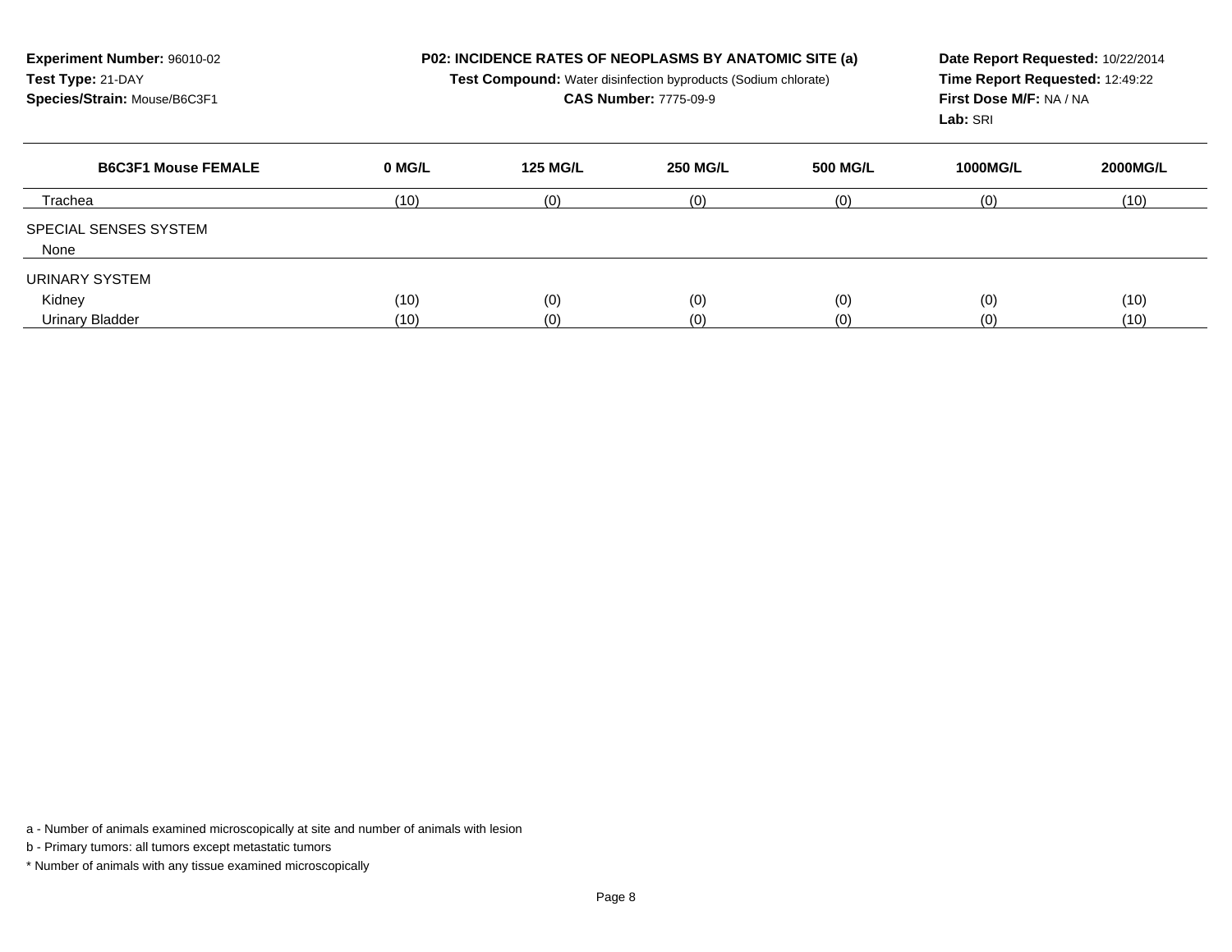**Experiment Number:** 96010-02
**Test Type:** 21-DAY
**Species/Strain:** Mouse/B6C3F1

**P02: INCIDENCE RATES OF NEOPLASMS BY ANATOMIC SITE (a)**
**Test Compound:** Water disinfection byproducts (Sodium chlorate)
**CAS Number:** 7775-09-9

**Date Report Requested:** 10/22/2014
**Time Report Requested:** 12:49:22
**First Dose M/F:** NA / NA
**Lab:** SRI

| B6C3F1 Mouse FEMALE | 0 MG/L | 125 MG/L | 250 MG/L | 500 MG/L | 1000MG/L | 2000MG/L |
|---|---|---|---|---|---|---|
| Trachea | (10) | (0) | (0) | (0) | (0) | (10) |
| SPECIAL SENSES SYSTEM | | | | | | |
| None | | | | | | |
| URINARY SYSTEM | | | | | | |
| Kidney | (10) | (0) | (0) | (0) | (0) | (10) |
| Urinary Bladder | (10) | (0) | (0) | (0) | (0) | (10) |

a - Number of animals examined microscopically at site and number of animals with lesion

b - Primary tumors: all tumors except metastatic tumors

* Number of animals with any tissue examined microscopically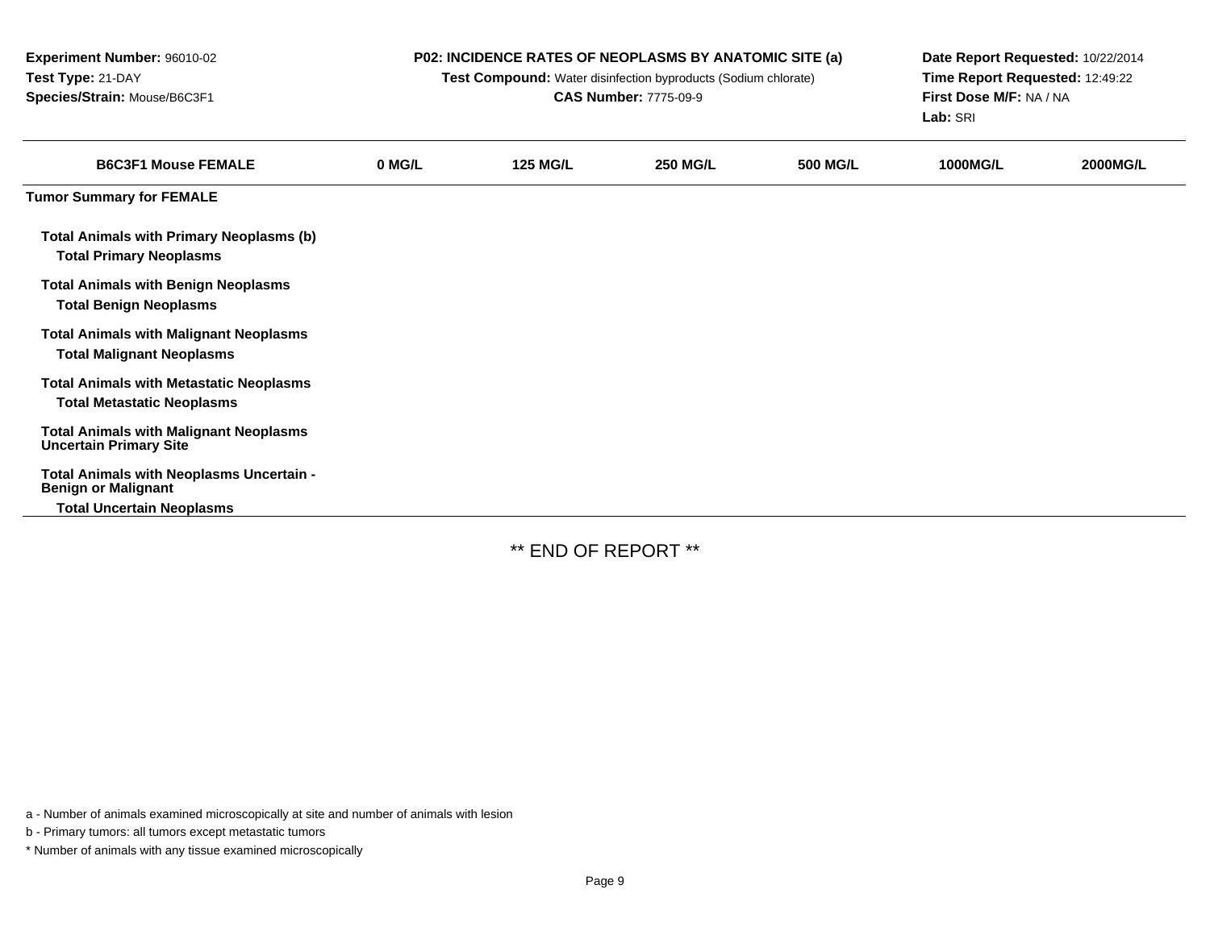**Experiment Number:** 96010-02
**Test Type:** 21-DAY
**Species/Strain:** Mouse/B6C3F1

**P02: INCIDENCE RATES OF NEOPLASMS BY ANATOMIC SITE (a)**
**Test Compound:** Water disinfection byproducts (Sodium chlorate)
**CAS Number:** 7775-09-9

**Date Report Requested:** 10/22/2014
**Time Report Requested:** 12:49:22
**First Dose M/F:** NA / NA
**Lab:** SRI

| B6C3F1 Mouse FEMALE | 0 MG/L | 125 MG/L | 250 MG/L | 500 MG/L | 1000MG/L | 2000MG/L |
|---|---|---|---|---|---|---|
| **Tumor Summary for FEMALE** | | | | | | |
| **Total Animals with Primary Neoplasms (b)** | | | | | | |
| **Total Primary Neoplasms** | | | | | | |
| **Total Animals with Benign Neoplasms** | | | | | | |
| **Total Benign Neoplasms** | | | | | | |
| **Total Animals with Malignant Neoplasms** | | | | | | |
| **Total Malignant Neoplasms** | | | | | | |
| **Total Animals with Metastatic Neoplasms** | | | | | | |
| **Total Metastatic Neoplasms** | | | | | | |
| **Total Animals with Malignant Neoplasms Uncertain Primary Site** | | | | | | |
| **Total Animals with Neoplasms Uncertain - Benign or Malignant** | | | | | | |
| **Total Uncertain Neoplasms** | | | | | | |

** END OF REPORT **

a - Number of animals examined microscopically at site and number of animals with lesion

b - Primary tumors: all tumors except metastatic tumors

* Number of animals with any tissue examined microscopically